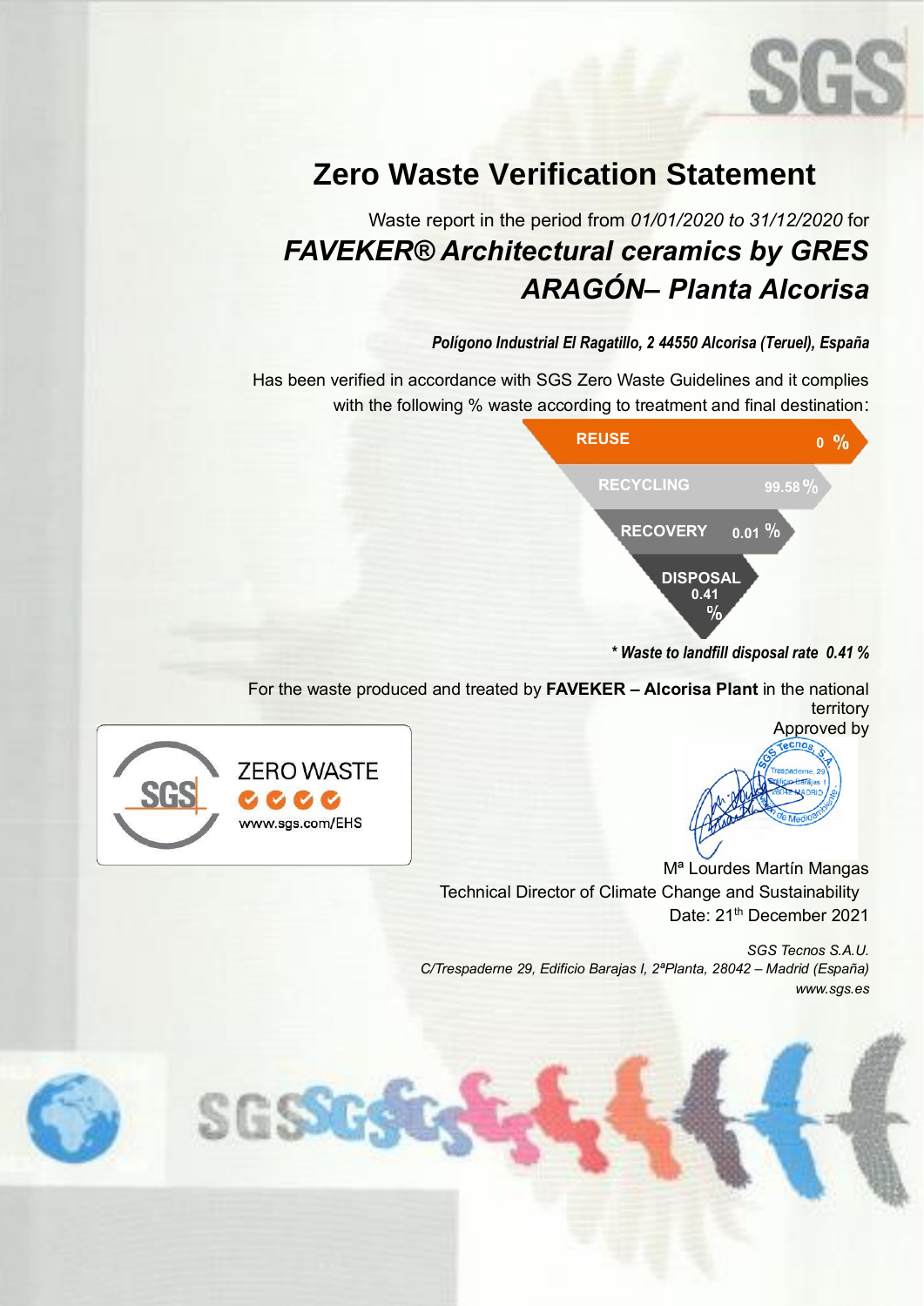# Zero Waste Verification Statement

Waste report in the period from *01/01/2020 to 31/12/2020* for

## *FAVEKER® Architectural ceramics by GRES ARAGÓN– Planta Alcorisa*

***Polígono Industrial El Ragatillo, 2 44550 Alcorisa (Teruel), España***

Has been verified in accordance with SGS Zero Waste Guidelines and it complies with the following % waste according to treatment and final destination:

| Treatment | % |
| --- | --- |
| REUSE | 0 % |
| RECYCLING | 99.58 % |
| RECOVERY | 0.01 % |
| DISPOSAL | 0.41 % |

***\* Waste to landfill disposal rate 0.41 %***

For the waste produced and treated by **FAVEKER – Alcorisa Plant** in the national territory

ZERO WASTE
www.sgs.com/EHS

Approved by

Mª Lourdes Martín Mangas
Technical Director of Climate Change and Sustainability
Date: 21th December 2021

*SGS Tecnos S.A.U.*
*C/Trespaderne 29, Edificio Barajas I, 2ªPlanta, 28042 – Madrid (España)*
*www.sgs.es*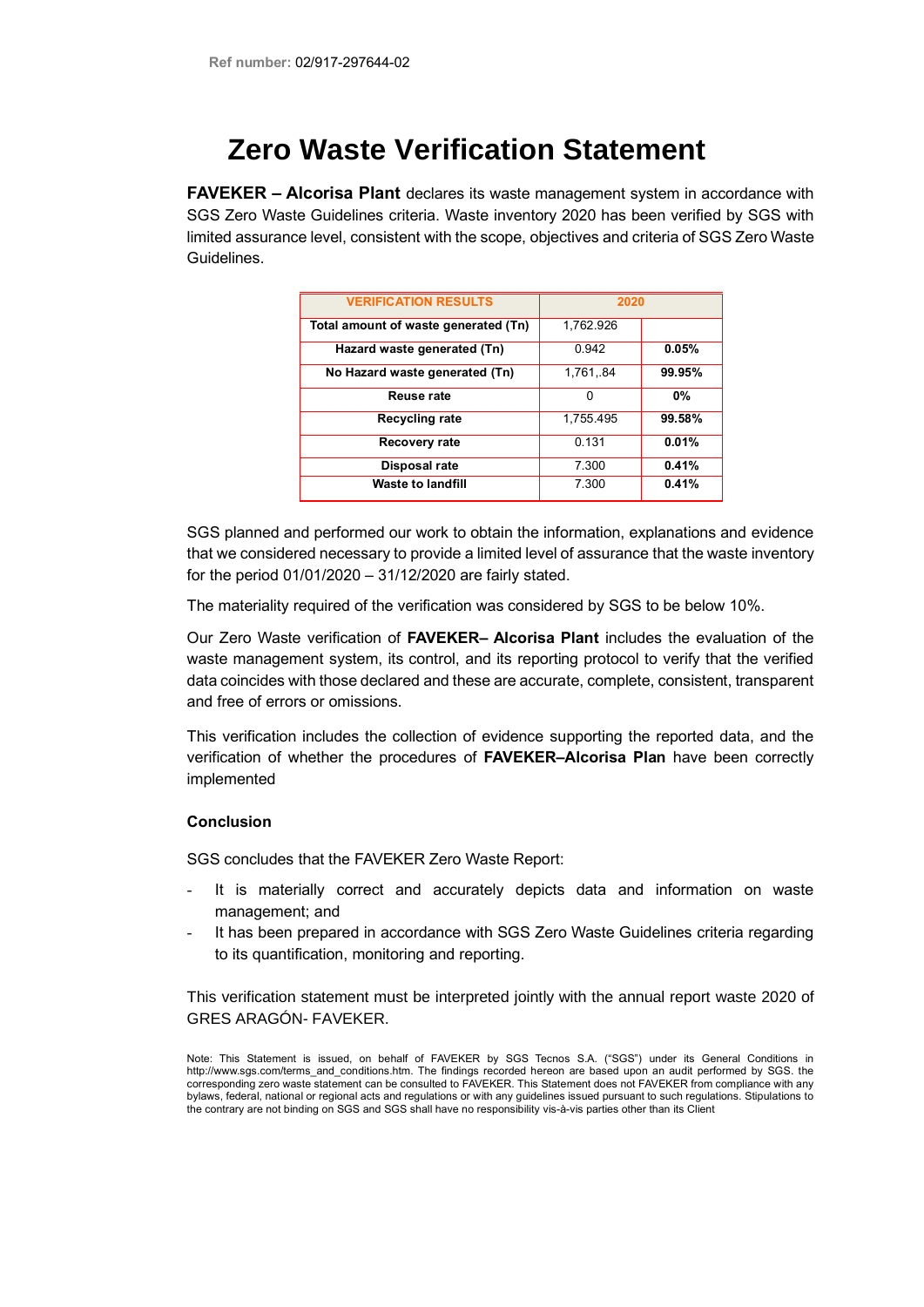Ref number: 02/917-297644-02

# Zero Waste Verification Statement

**FAVEKER – Alcorisa Plant** declares its waste management system in accordance with SGS Zero Waste Guidelines criteria. Waste inventory 2020 has been verified by SGS with limited assurance level, consistent with the scope, objectives and criteria of SGS Zero Waste Guidelines.

| VERIFICATION RESULTS | 2020 | |
|---|---|---|
| Total amount of waste generated (Tn) | 1,762.926 | |
| Hazard waste generated (Tn) | 0.942 | **0.05%** |
| No Hazard waste generated (Tn) | 1,761,.84 | **99.95%** |
| Reuse rate | 0 | **0%** |
| Recycling rate | 1,755.495 | **99.58%** |
| Recovery rate | 0.131 | **0.01%** |
| Disposal rate | 7.300 | **0.41%** |
| Waste to landfill | 7.300 | **0.41%** |

SGS planned and performed our work to obtain the information, explanations and evidence that we considered necessary to provide a limited level of assurance that the waste inventory for the period 01/01/2020 – 31/12/2020 are fairly stated.

The materiality required of the verification was considered by SGS to be below 10%.

Our Zero Waste verification of **FAVEKER– Alcorisa Plant** includes the evaluation of the waste management system, its control, and its reporting protocol to verify that the verified data coincides with those declared and these are accurate, complete, consistent, transparent and free of errors or omissions.

This verification includes the collection of evidence supporting the reported data, and the verification of whether the procedures of **FAVEKER–Alcorisa Plan** have been correctly implemented

**Conclusion**

SGS concludes that the FAVEKER Zero Waste Report:

- It is materially correct and accurately depicts data and information on waste management; and
- It has been prepared in accordance with SGS Zero Waste Guidelines criteria regarding to its quantification, monitoring and reporting.

This verification statement must be interpreted jointly with the annual report waste 2020 of GRES ARAGÓN- FAVEKER.

Note: This Statement is issued, on behalf of FAVEKER by SGS Tecnos S.A. ("SGS") under its General Conditions in http://www.sgs.com/terms_and_conditions.htm. The findings recorded hereon are based upon an audit performed by SGS. the corresponding zero waste statement can be consulted to FAVEKER. This Statement does not FAVEKER from compliance with any bylaws, federal, national or regional acts and regulations or with any guidelines issued pursuant to such regulations. Stipulations to the contrary are not binding on SGS and SGS shall have no responsibility vis-à-vis parties other than its Client